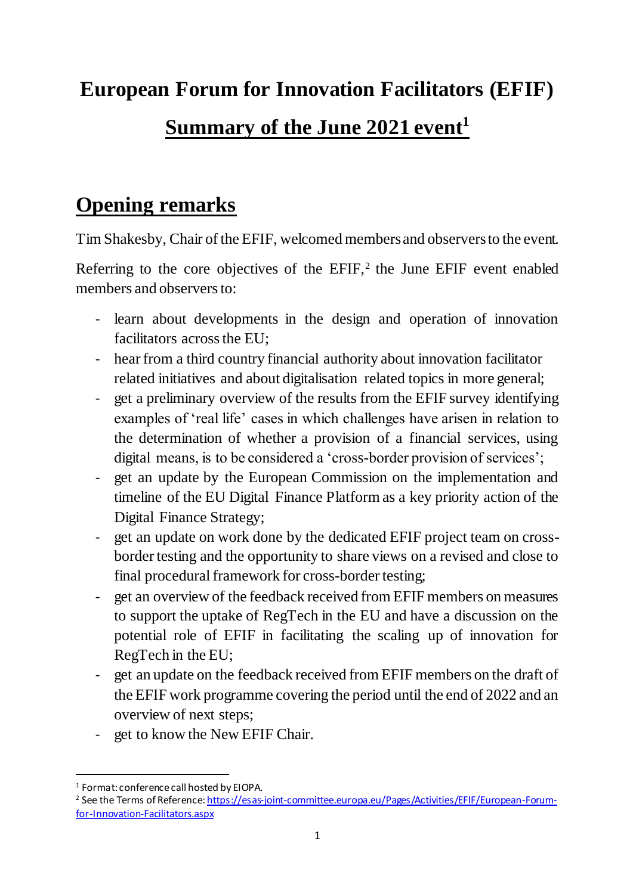# European Forum for Innovation Facilitators (EFIF)

## Summary of the June 2021 event[1]

## Opening remarks

Tim Shakesby, Chair of the EFIF, welcomed members and observers to the event.

Referring to the core objectives of the EFIF,[2] the June EFIF event enabled members and observers to:

- learn about developments in the design and operation of innovation facilitators across the EU;
- hear from a third country financial authority about innovation facilitator related initiatives and about digitalisation related topics in more general;
- get a preliminary overview of the results from the EFIF survey identifying examples of 'real life' cases in which challenges have arisen in relation to the determination of whether a provision of a financial services, using digital means, is to be considered a 'cross-border provision of services';
- get an update by the European Commission on the implementation and timeline of the EU Digital Finance Platform as a key priority action of the Digital Finance Strategy;
- get an update on work done by the dedicated EFIF project team on cross-border testing and the opportunity to share views on a revised and close to final procedural framework for cross-border testing;
- get an overview of the feedback received from EFIF members on measures to support the uptake of RegTech in the EU and have a discussion on the potential role of EFIF in facilitating the scaling up of innovation for RegTech in the EU;
- get an update on the feedback received from EFIF members on the draft of the EFIF work programme covering the period until the end of 2022 and an overview of next steps;
- get to know the New EFIF Chair.

---

[1] Format: conference call hosted by EIOPA.

[2] See the Terms of Reference: https://esas-joint-committee.europa.eu/Pages/Activities/EFIF/European-Forum-for-Innovation-Facilitators.aspx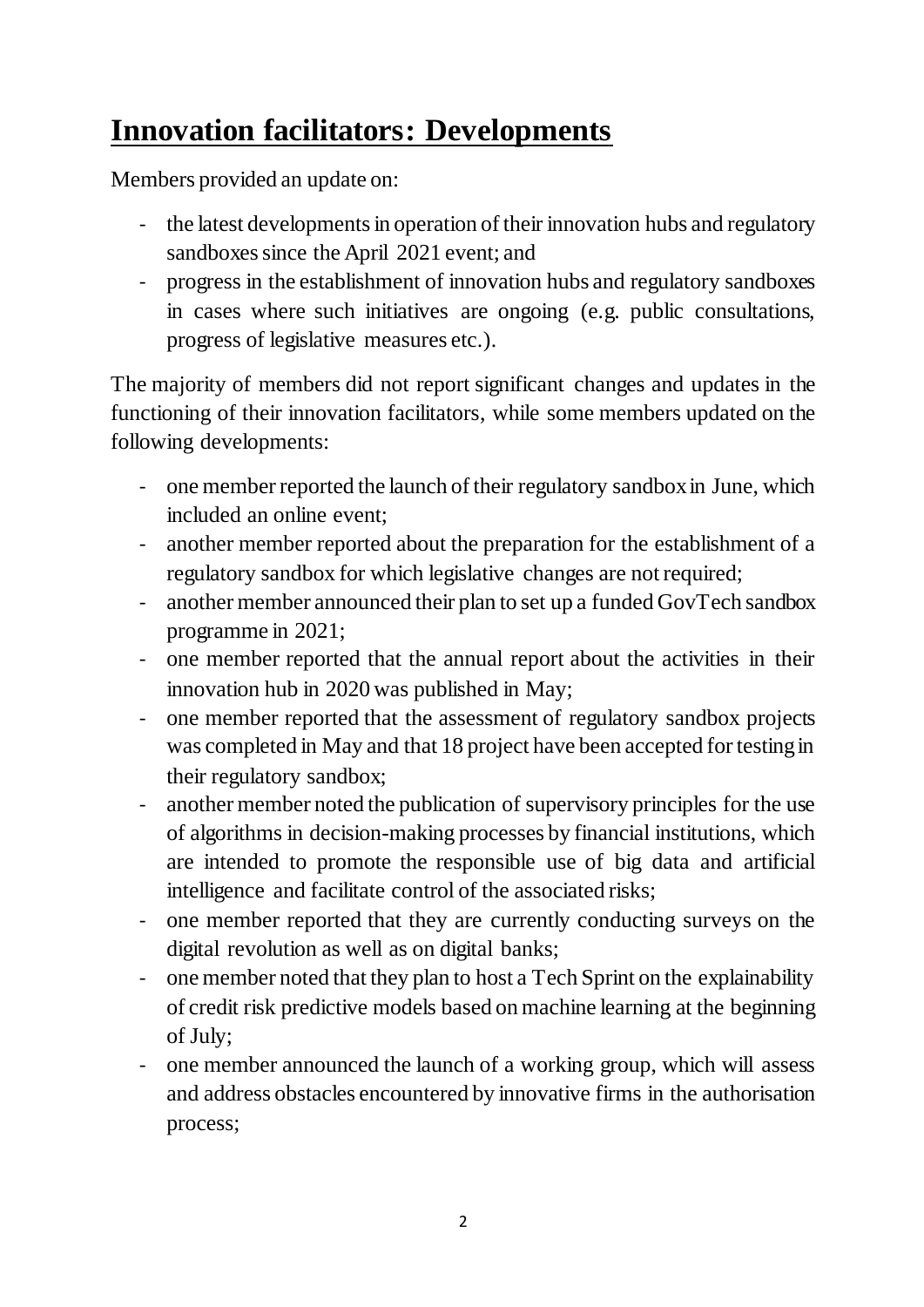# Innovation facilitators: Developments

Members provided an update on:

- the latest developments in operation of their innovation hubs and regulatory sandboxes since the April 2021 event; and
- progress in the establishment of innovation hubs and regulatory sandboxes in cases where such initiatives are ongoing (e.g. public consultations, progress of legislative measures etc.).

The majority of members did not report significant changes and updates in the functioning of their innovation facilitators, while some members updated on the following developments:

- one member reported the launch of their regulatory sandbox in June, which included an online event;
- another member reported about the preparation for the establishment of a regulatory sandbox for which legislative changes are not required;
- another member announced their plan to set up a funded GovTech sandbox programme in 2021;
- one member reported that the annual report about the activities in their innovation hub in 2020 was published in May;
- one member reported that the assessment of regulatory sandbox projects was completed in May and that 18 project have been accepted for testing in their regulatory sandbox;
- another member noted the publication of supervisory principles for the use of algorithms in decision-making processes by financial institutions, which are intended to promote the responsible use of big data and artificial intelligence and facilitate control of the associated risks;
- one member reported that they are currently conducting surveys on the digital revolution as well as on digital banks;
- one member noted that they plan to host a Tech Sprint on the explainability of credit risk predictive models based on machine learning at the beginning of July;
- one member announced the launch of a working group, which will assess and address obstacles encountered by innovative firms in the authorisation process;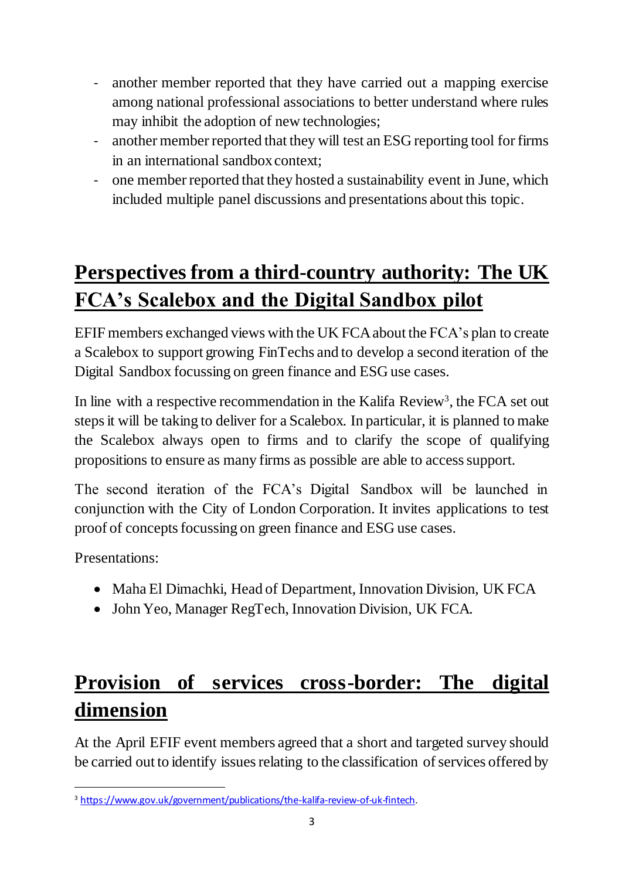- another member reported that they have carried out a mapping exercise among national professional associations to better understand where rules may inhibit the adoption of new technologies;
- another member reported that they will test an ESG reporting tool for firms in an international sandbox context;
- one member reported that they hosted a sustainability event in June, which included multiple panel discussions and presentations about this topic.

## Perspectives from a third-country authority: The UK FCA's Scalebox and the Digital Sandbox pilot

EFIF members exchanged views with the UK FCA about the FCA's plan to create a Scalebox to support growing FinTechs and to develop a second iteration of the Digital Sandbox focussing on green finance and ESG use cases.

In line with a respective recommendation in the Kalifa Review[3], the FCA set out steps it will be taking to deliver for a Scalebox. In particular, it is planned to make the Scalebox always open to firms and to clarify the scope of qualifying propositions to ensure as many firms as possible are able to access support.

The second iteration of the FCA's Digital Sandbox will be launched in conjunction with the City of London Corporation. It invites applications to test proof of concepts focussing on green finance and ESG use cases.

Presentations:

- Maha El Dimachki, Head of Department, Innovation Division, UK FCA
- John Yeo, Manager RegTech, Innovation Division, UK FCA.

## Provision of services cross-border: The digital dimension

At the April EFIF event members agreed that a short and targeted survey should be carried out to identify issues relating to the classification of services offered by

[3] https://www.gov.uk/government/publications/the-kalifa-review-of-uk-fintech.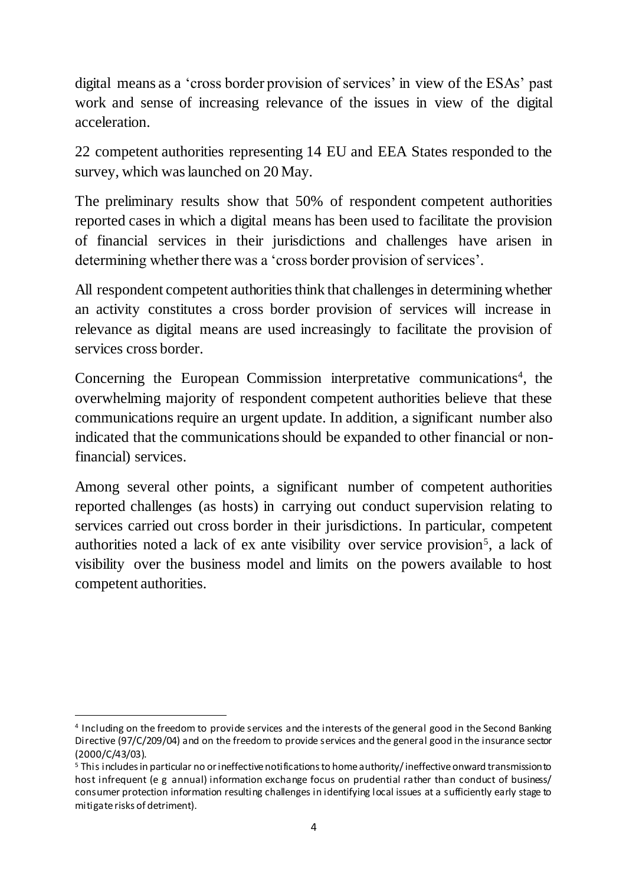digital means as a 'cross border provision of services' in view of the ESAs' past work and sense of increasing relevance of the issues in view of the digital acceleration.

22 competent authorities representing 14 EU and EEA States responded to the survey, which was launched on 20 May.

The preliminary results show that 50% of respondent competent authorities reported cases in which a digital means has been used to facilitate the provision of financial services in their jurisdictions and challenges have arisen in determining whether there was a 'cross border provision of services'.

All respondent competent authorities think that challenges in determining whether an activity constitutes a cross border provision of services will increase in relevance as digital means are used increasingly to facilitate the provision of services cross border.

Concerning the European Commission interpretative communications[4], the overwhelming majority of respondent competent authorities believe that these communications require an urgent update. In addition, a significant number also indicated that the communications should be expanded to other financial or non-financial) services.

Among several other points, a significant number of competent authorities reported challenges (as hosts) in carrying out conduct supervision relating to services carried out cross border in their jurisdictions. In particular, competent authorities noted a lack of ex ante visibility over service provision[5], a lack of visibility over the business model and limits on the powers available to host competent authorities.

---

[4] Including on the freedom to provide services and the interests of the general good in the Second Banking Directive (97/C/209/04) and on the freedom to provide services and the general good in the insurance sector (2000/C/43/03).

[5] This includes in particular no or ineffective notifications to home authority/ ineffective onward transmission to host infrequent (e g annual) information exchange focus on prudential rather than conduct of business/ consumer protection information resulting challenges in identifying local issues at a sufficiently early stage to mitigate risks of detriment).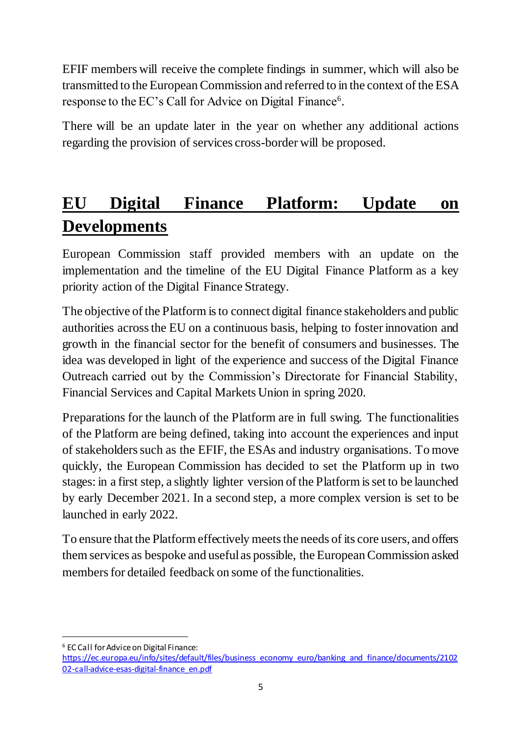EFIF members will receive the complete findings in summer, which will also be transmitted to the European Commission and referred to in the context of the ESA response to the EC's Call for Advice on Digital Finance[6].

There will be an update later in the year on whether any additional actions regarding the provision of services cross-border will be proposed.

## EU Digital Finance Platform: Update on Developments

European Commission staff provided members with an update on the implementation and the timeline of the EU Digital Finance Platform as a key priority action of the Digital Finance Strategy.

The objective of the Platform is to connect digital finance stakeholders and public authorities across the EU on a continuous basis, helping to foster innovation and growth in the financial sector for the benefit of consumers and businesses. The idea was developed in light of the experience and success of the Digital Finance Outreach carried out by the Commission's Directorate for Financial Stability, Financial Services and Capital Markets Union in spring 2020.

Preparations for the launch of the Platform are in full swing. The functionalities of the Platform are being defined, taking into account the experiences and input of stakeholders such as the EFIF, the ESAs and industry organisations. To move quickly, the European Commission has decided to set the Platform up in two stages: in a first step, a slightly lighter version of the Platform is set to be launched by early December 2021. In a second step, a more complex version is set to be launched in early 2022.

To ensure that the Platform effectively meets the needs of its core users, and offers them services as bespoke and useful as possible, the European Commission asked members for detailed feedback on some of the functionalities.

---

[6] EC Call for Advice on Digital Finance: https://ec.europa.eu/info/sites/default/files/business_economy_euro/banking_and_finance/documents/210202-call-advice-esas-digital-finance_en.pdf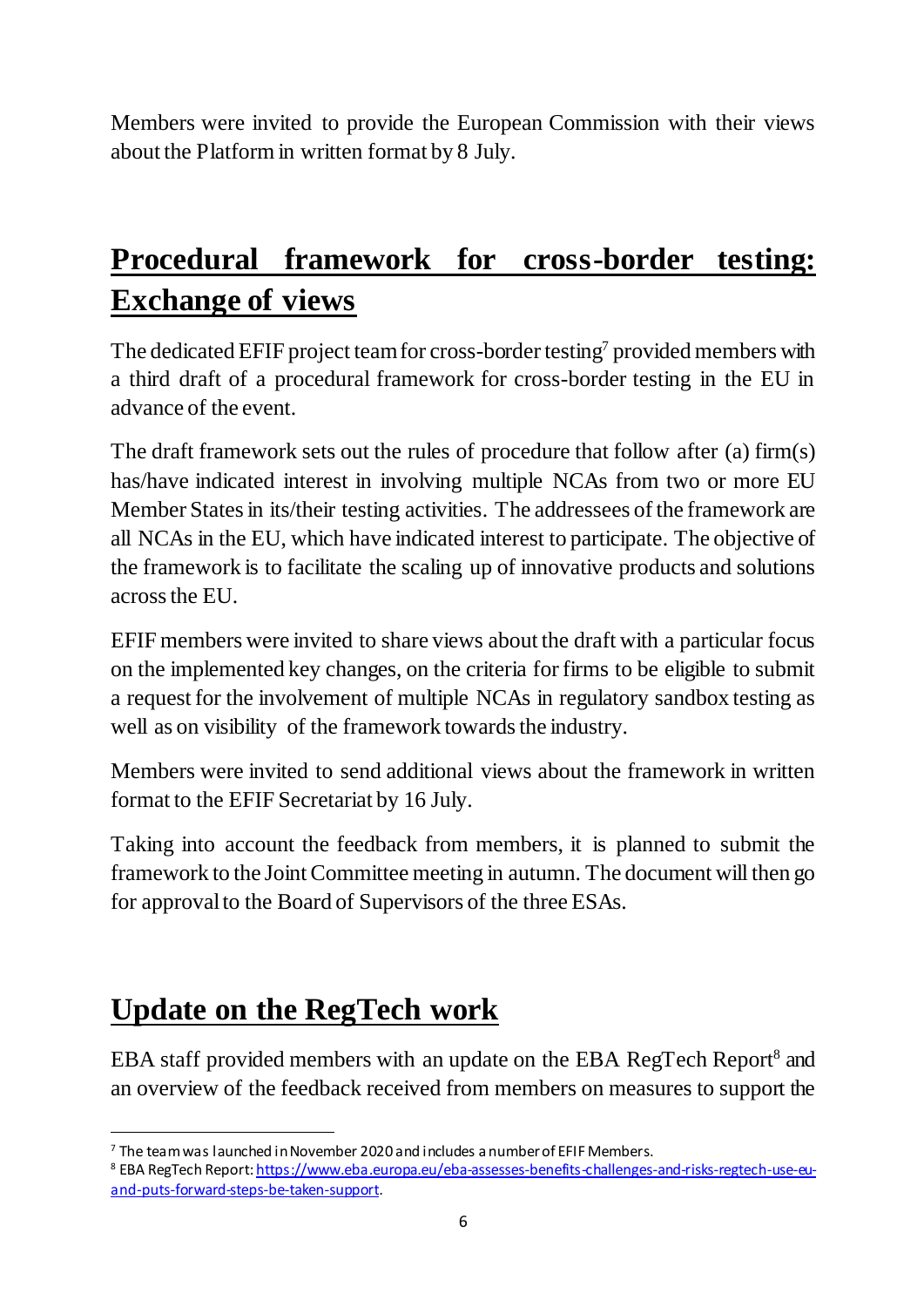Members were invited to provide the European Commission with their views about the Platform in written format by 8 July.

## Procedural framework for cross-border testing: Exchange of views

The dedicated EFIF project team for cross-border testing[7] provided members with a third draft of a procedural framework for cross-border testing in the EU in advance of the event.

The draft framework sets out the rules of procedure that follow after (a) firm(s) has/have indicated interest in involving multiple NCAs from two or more EU Member States in its/their testing activities. The addressees of the framework are all NCAs in the EU, which have indicated interest to participate. The objective of the framework is to facilitate the scaling up of innovative products and solutions across the EU.

EFIF members were invited to share views about the draft with a particular focus on the implemented key changes, on the criteria for firms to be eligible to submit a request for the involvement of multiple NCAs in regulatory sandbox testing as well as on visibility of the framework towards the industry.

Members were invited to send additional views about the framework in written format to the EFIF Secretariat by 16 July.

Taking into account the feedback from members, it is planned to submit the framework to the Joint Committee meeting in autumn. The document will then go for approval to the Board of Supervisors of the three ESAs.

## Update on the RegTech work

EBA staff provided members with an update on the EBA RegTech Report[8] and an overview of the feedback received from members on measures to support the

[7] The team was launched in November 2020 and includes a number of EFIF Members.

[8] EBA RegTech Report: https://www.eba.europa.eu/eba-assesses-benefits-challenges-and-risks-regtech-use-eu-and-puts-forward-steps-be-taken-support.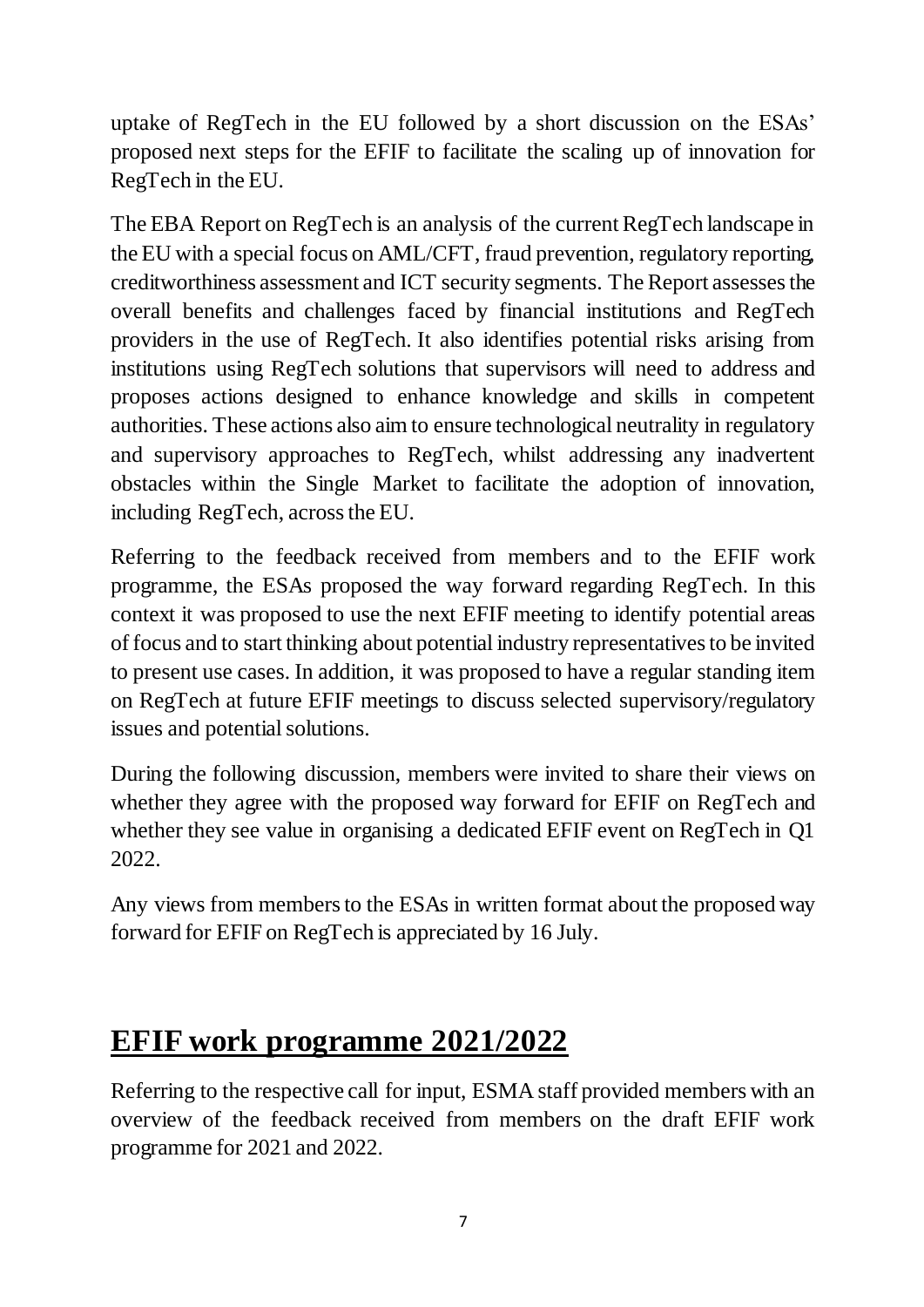uptake of RegTech in the EU followed by a short discussion on the ESAs' proposed next steps for the EFIF to facilitate the scaling up of innovation for RegTech in the EU.

The EBA Report on RegTech is an analysis of the current RegTech landscape in the EU with a special focus on AML/CFT, fraud prevention, regulatory reporting, creditworthiness assessment and ICT security segments. The Report assesses the overall benefits and challenges faced by financial institutions and RegTech providers in the use of RegTech. It also identifies potential risks arising from institutions using RegTech solutions that supervisors will need to address and proposes actions designed to enhance knowledge and skills in competent authorities. These actions also aim to ensure technological neutrality in regulatory and supervisory approaches to RegTech, whilst addressing any inadvertent obstacles within the Single Market to facilitate the adoption of innovation, including RegTech, across the EU.

Referring to the feedback received from members and to the EFIF work programme, the ESAs proposed the way forward regarding RegTech. In this context it was proposed to use the next EFIF meeting to identify potential areas of focus and to start thinking about potential industry representatives to be invited to present use cases. In addition, it was proposed to have a regular standing item on RegTech at future EFIF meetings to discuss selected supervisory/regulatory issues and potential solutions.

During the following discussion, members were invited to share their views on whether they agree with the proposed way forward for EFIF on RegTech and whether they see value in organising a dedicated EFIF event on RegTech in Q1 2022.

Any views from members to the ESAs in written format about the proposed way forward for EFIF on RegTech is appreciated by 16 July.

## EFIF work programme 2021/2022

Referring to the respective call for input, ESMA staff provided members with an overview of the feedback received from members on the draft EFIF work programme for 2021 and 2022.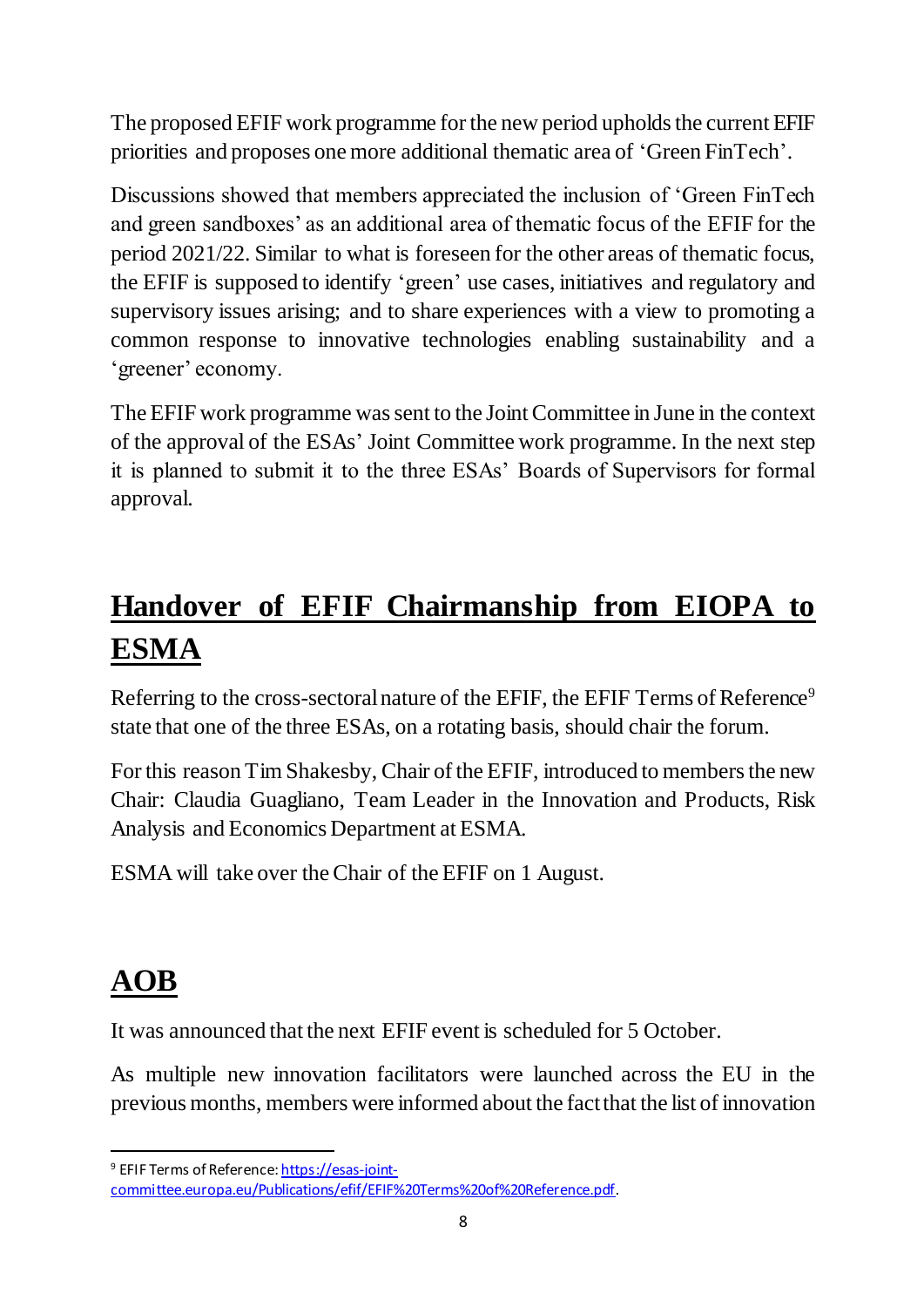The proposed EFIF work programme for the new period upholds the current EFIF priorities and proposes one more additional thematic area of 'Green FinTech'.

Discussions showed that members appreciated the inclusion of 'Green FinTech and green sandboxes' as an additional area of thematic focus of the EFIF for the period 2021/22. Similar to what is foreseen for the other areas of thematic focus, the EFIF is supposed to identify 'green' use cases, initiatives and regulatory and supervisory issues arising; and to share experiences with a view to promoting a common response to innovative technologies enabling sustainability and a 'greener' economy.

The EFIF work programme was sent to the Joint Committee in June in the context of the approval of the ESAs' Joint Committee work programme. In the next step it is planned to submit it to the three ESAs' Boards of Supervisors for formal approval.

## Handover of EFIF Chairmanship from EIOPA to ESMA

Referring to the cross-sectoral nature of the EFIF, the EFIF Terms of Reference[9] state that one of the three ESAs, on a rotating basis, should chair the forum.

For this reason Tim Shakesby, Chair of the EFIF, introduced to members the new Chair: Claudia Guagliano, Team Leader in the Innovation and Products, Risk Analysis and Economics Department at ESMA.

ESMA will take over the Chair of the EFIF on 1 August.

## AOB

It was announced that the next EFIF event is scheduled for 5 October.

As multiple new innovation facilitators were launched across the EU in the previous months, members were informed about the fact that the list of innovation

---

[9] EFIF Terms of Reference: https://esas-joint-committee.europa.eu/Publications/efif/EFIF%20Terms%20of%20Reference.pdf.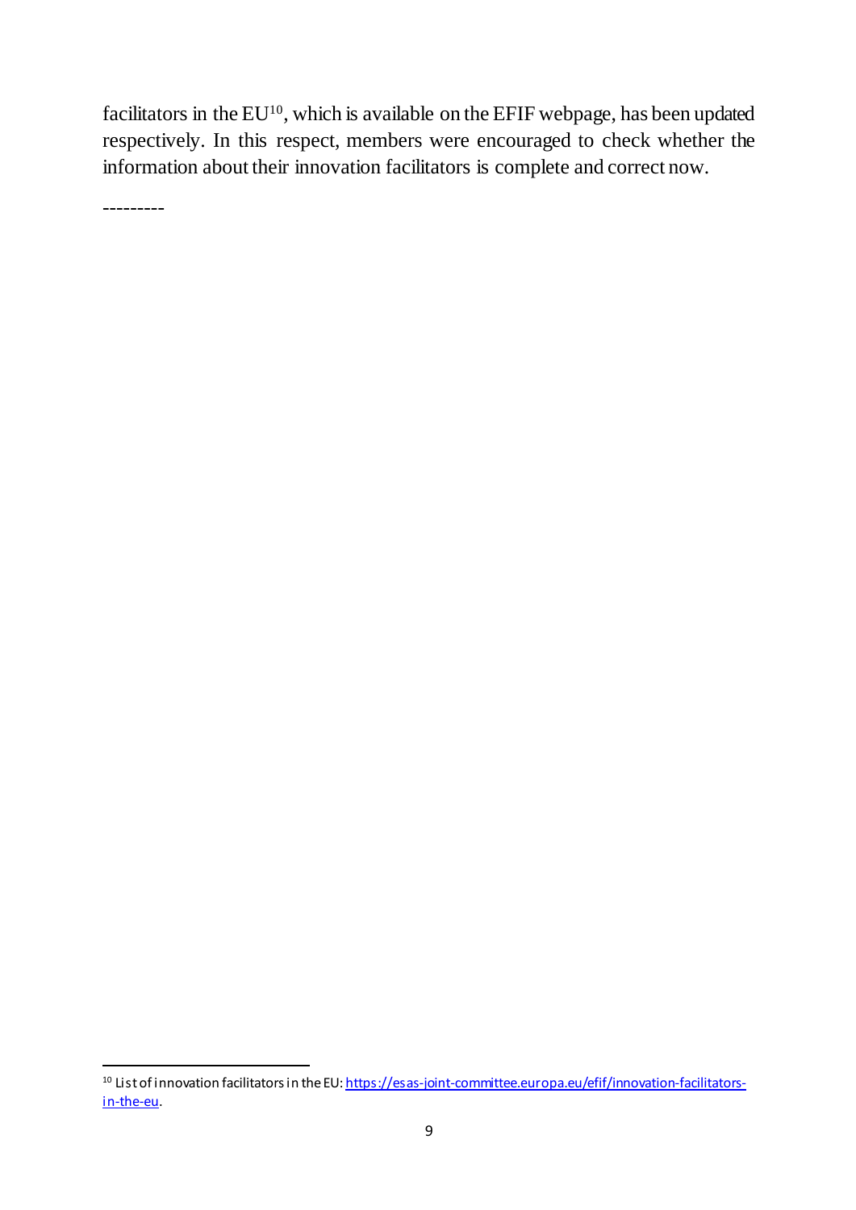facilitators in the EU[10], which is available on the EFIF webpage, has been updated respectively. In this respect, members were encouraged to check whether the information about their innovation facilitators is complete and correct now.

---------

[10] List of innovation facilitators in the EU: https://esas-joint-committee.europa.eu/efif/innovation-facilitators-in-the-eu.